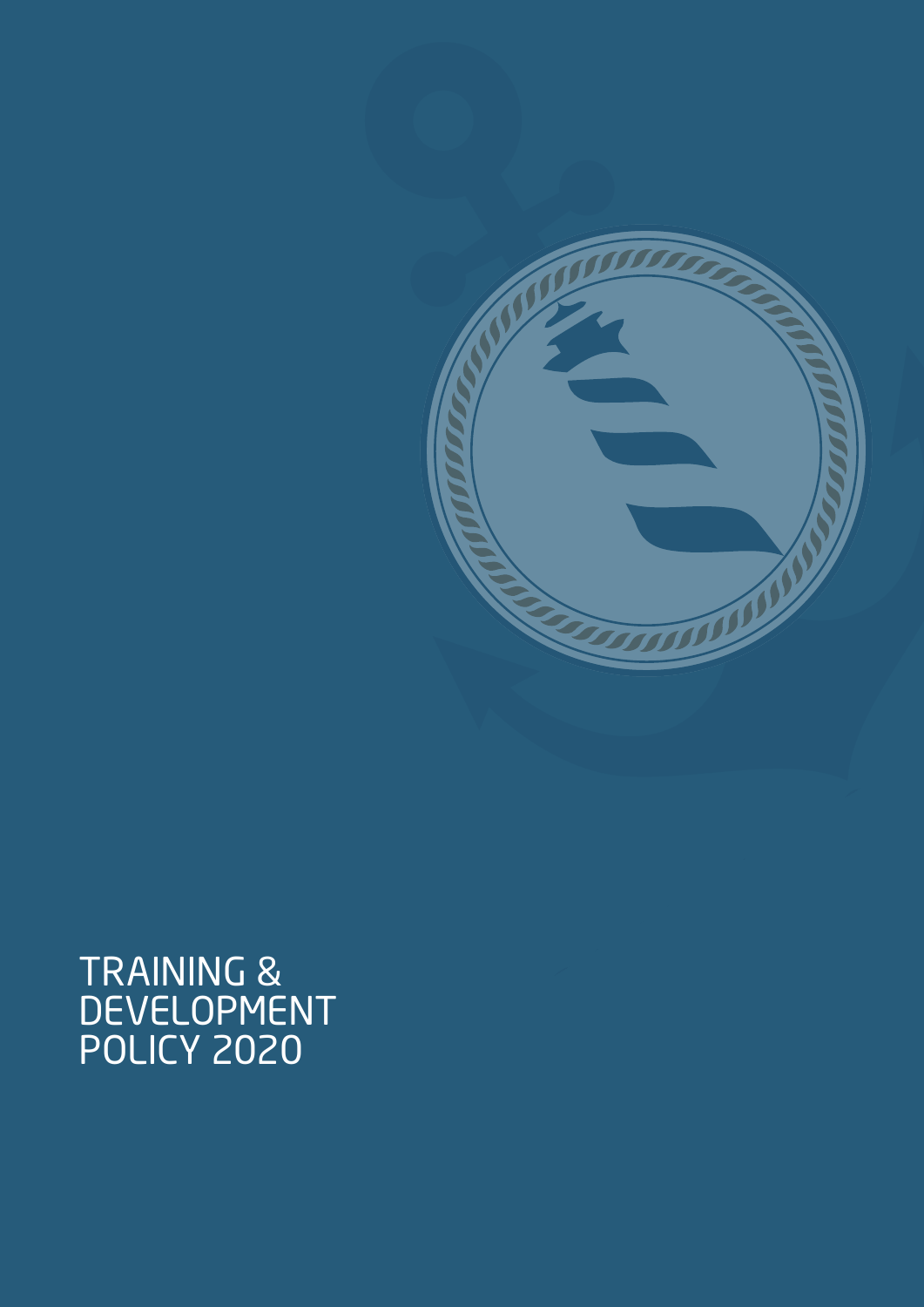# TRAINING & DEVELOPMENT POLICY 2020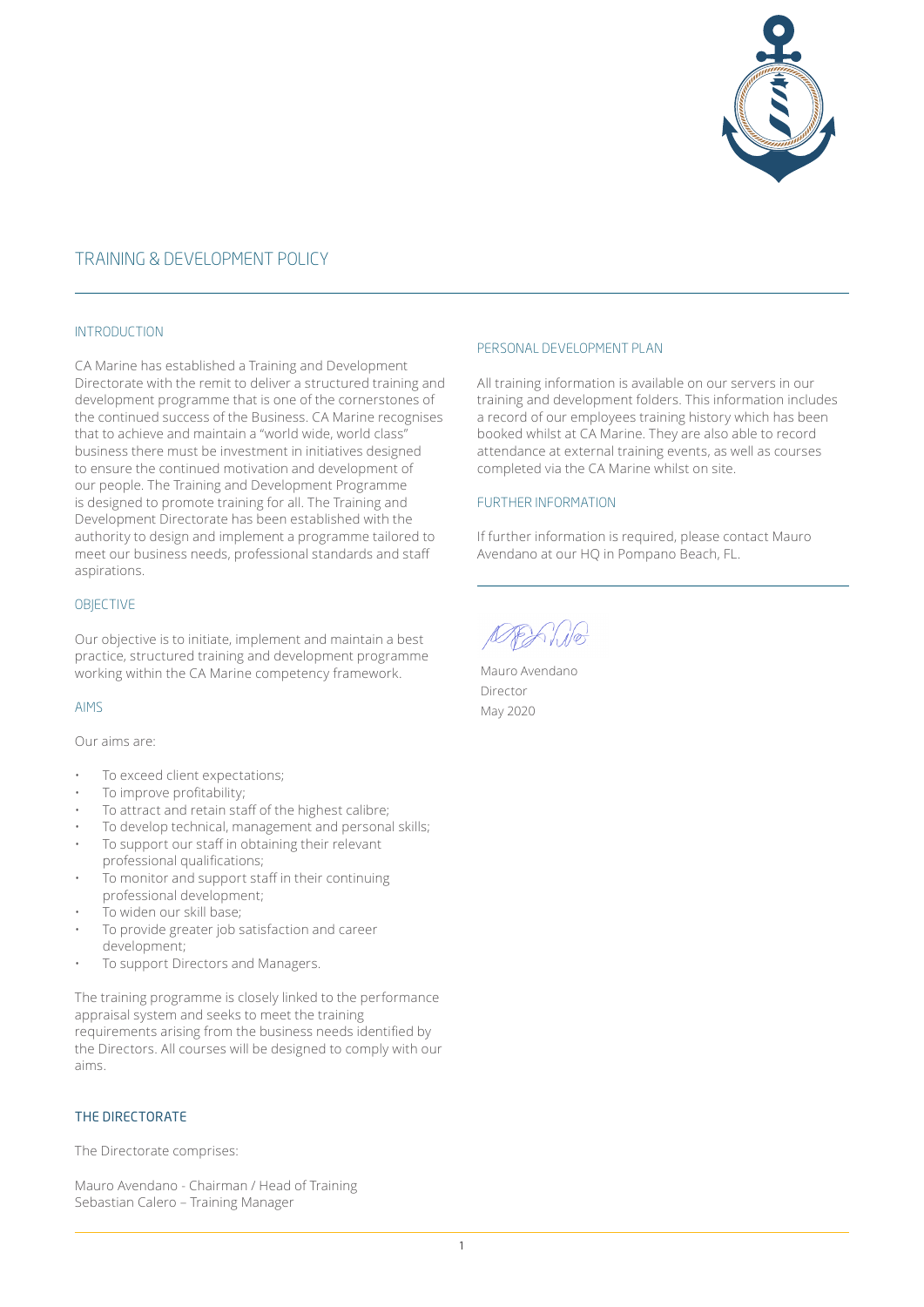# TRAINING & DEVELOPMENT POLICY

## INTRODUCTION

CA Marine has established a Training and Development Directorate with the remit to deliver a structured training and development programme that is one of the cornerstones of the continued success of the Business. CA Marine recognises that to achieve and maintain a "world wide, world class" business there must be investment in initiatives designed to ensure the continued motivation and development of our people. The Training and Development Programme is designed to promote training for all. The Training and Development Directorate has been established with the authority to design and implement a programme tailored to meet our business needs, professional standards and staff aspirations.

## OBJECTIVE

Our objective is to initiate, implement and maintain a best practice, structured training and development programme working within the CA Marine competency framework.

## AIMS

Our aims are:

- To exceed client expectations;
- To improve profitability;
- To attract and retain staff of the highest calibre;
- To develop technical, management and personal skills;
- To support our staff in obtaining their relevant professional qualifications;
- To monitor and support staff in their continuing professional development;
- To widen our skill base;
- To provide greater job satisfaction and career development;
- To support Directors and Managers.

The training programme is closely linked to the performance appraisal system and seeks to meet the training requirements arising from the business needs identified by the Directors. All courses will be designed to comply with our aims.

## THE DIRECTORATE

The Directorate comprises:

Mauro Avendano - Chairman / Head of Training
Sebastian Calero – Training Manager

## PERSONAL DEVELOPMENT PLAN

All training information is available on our servers in our training and development folders. This information includes a record of our employees training history which has been booked whilst at CA Marine. They are also able to record attendance at external training events, as well as courses completed via the CA Marine whilst on site.

## FURTHER INFORMATION

If further information is required, please contact Mauro Avendano at our HQ in Pompano Beach, FL.

Mauro Avendano
Director
May 2020